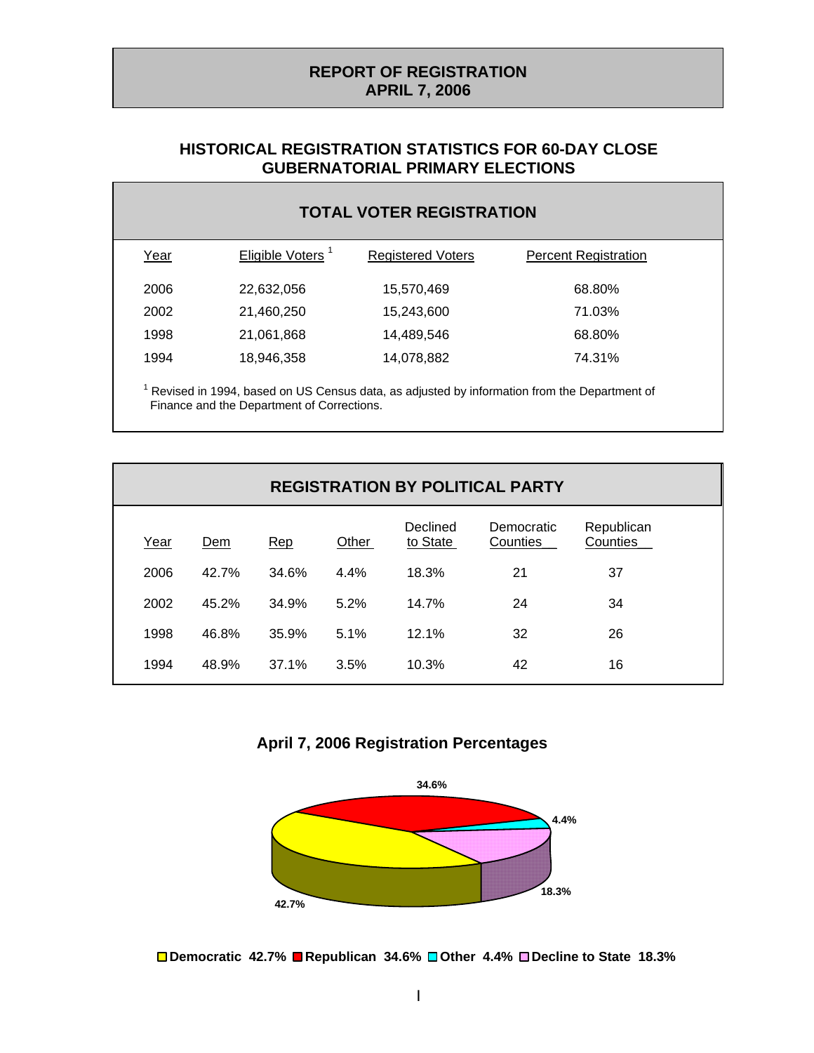# REPORT OF REGISTRATION
# APRIL 7, 2006

## HISTORICAL REGISTRATION STATISTICS FOR 60-DAY CLOSE GUBERNATORIAL PRIMARY ELECTIONS

### TOTAL VOTER REGISTRATION

| Year | Eligible Voters [1] | Registered Voters | Percent Registration |
|---|---|---|---|
| 2006 | 22,632,056 | 15,570,469 | 68.80% |
| 2002 | 21,460,250 | 15,243,600 | 71.03% |
| 1998 | 21,061,868 | 14,489,546 | 68.80% |
| 1994 | 18,946,358 | 14,078,882 | 74.31% |

[1] Revised in 1994, based on US Census data, as adjusted by information from the Department of Finance and the Department of Corrections.

### REGISTRATION BY POLITICAL PARTY

| Year | Dem | Rep | Other | Declined to State | Democratic Counties | Republican Counties |
|---|---|---|---|---|---|---|
| 2006 | 42.7% | 34.6% | 4.4% | 18.3% | 21 | 37 |
| 2002 | 45.2% | 34.9% | 5.2% | 14.7% | 24 | 34 |
| 1998 | 46.8% | 35.9% | 5.1% | 12.1% | 32 | 26 |
| 1994 | 48.9% | 37.1% | 3.5% | 10.3% | 42 | 16 |

### April 7, 2006 Registration Percentages

34.6%

4.4%

18.3%

42.7%

Democratic 42.7% Republican 34.6% Other 4.4% Decline to State 18.3%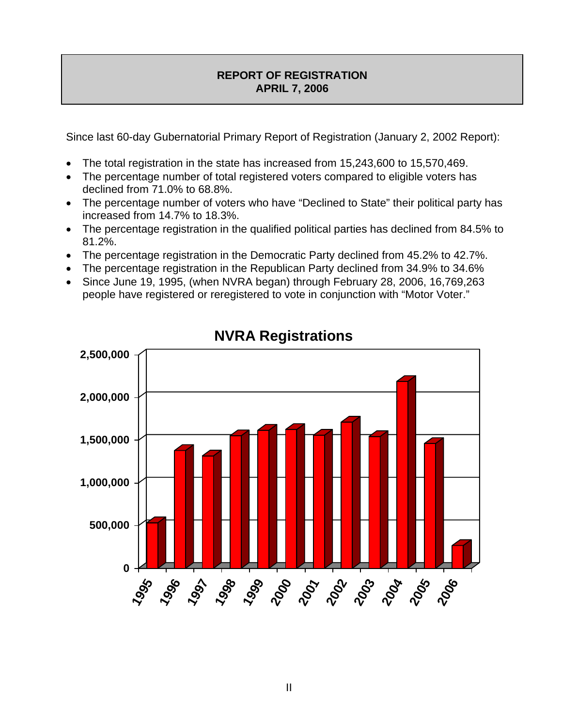## REPORT OF REGISTRATION
## APRIL 7, 2006

Since last 60-day Gubernatorial Primary Report of Registration (January 2, 2002 Report):

- The total registration in the state has increased from 15,243,600 to 15,570,469.
- The percentage number of total registered voters compared to eligible voters has declined from 71.0% to 68.8%.
- The percentage number of voters who have “Declined to State” their political party has increased from 14.7% to 18.3%.
- The percentage registration in the qualified political parties has declined from 84.5% to 81.2%.
- The percentage registration in the Democratic Party declined from 45.2% to 42.7%.
- The percentage registration in the Republican Party declined from 34.9% to 34.6%
- Since June 19, 1995, (when NVRA began) through February 28, 2006, 16,769,263 people have registered or reregistered to vote in conjunction with “Motor Voter.”

**NVRA Registrations**

(Bar chart: NVRA Registrations by year, 1995–2006; y-axis 0 to 2,500,000.)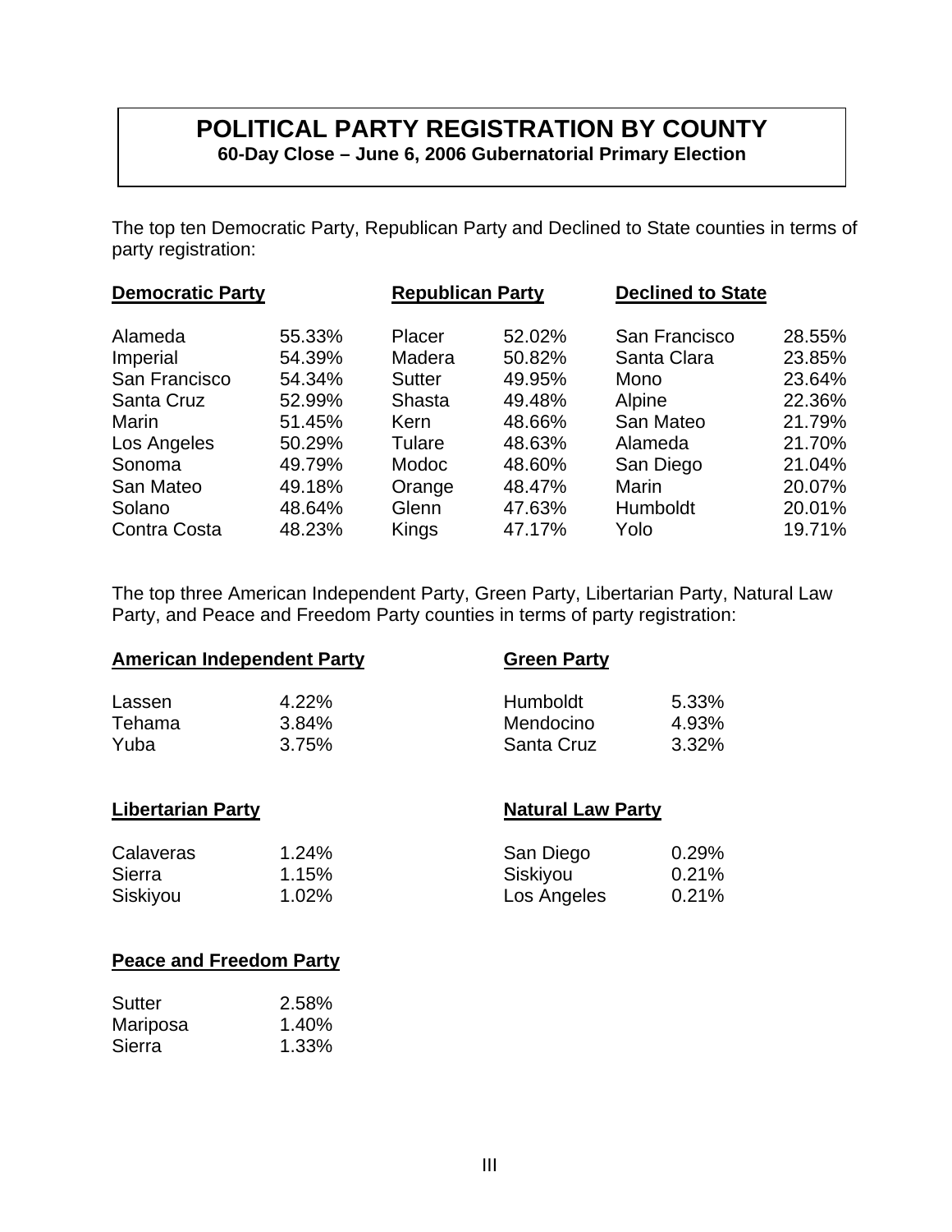# POLITICAL PARTY REGISTRATION BY COUNTY

**60-Day Close – June 6, 2006 Gubernatorial Primary Election**

The top ten Democratic Party, Republican Party and Declined to State counties in terms of party registration:

| Democratic Party | | Republican Party | | Declined to State | |
|---|---|---|---|---|---|
| Alameda | 55.33% | Placer | 52.02% | San Francisco | 28.55% |
| Imperial | 54.39% | Madera | 50.82% | Santa Clara | 23.85% |
| San Francisco | 54.34% | Sutter | 49.95% | Mono | 23.64% |
| Santa Cruz | 52.99% | Shasta | 49.48% | Alpine | 22.36% |
| Marin | 51.45% | Kern | 48.66% | San Mateo | 21.79% |
| Los Angeles | 50.29% | Tulare | 48.63% | Alameda | 21.70% |
| Sonoma | 49.79% | Modoc | 48.60% | San Diego | 21.04% |
| San Mateo | 49.18% | Orange | 48.47% | Marin | 20.07% |
| Solano | 48.64% | Glenn | 47.63% | Humboldt | 20.01% |
| Contra Costa | 48.23% | Kings | 47.17% | Yolo | 19.71% |

The top three American Independent Party, Green Party, Libertarian Party, Natural Law Party, and Peace and Freedom Party counties in terms of party registration:

| American Independent Party | | Green Party | |
|---|---|---|---|
| Lassen | 4.22% | Humboldt | 5.33% |
| Tehama | 3.84% | Mendocino | 4.93% |
| Yuba | 3.75% | Santa Cruz | 3.32% |

| Libertarian Party | | Natural Law Party | |
|---|---|---|---|
| Calaveras | 1.24% | San Diego | 0.29% |
| Sierra | 1.15% | Siskiyou | 0.21% |
| Siskiyou | 1.02% | Los Angeles | 0.21% |

| Peace and Freedom Party | |
|---|---|
| Sutter | 2.58% |
| Mariposa | 1.40% |
| Sierra | 1.33% |